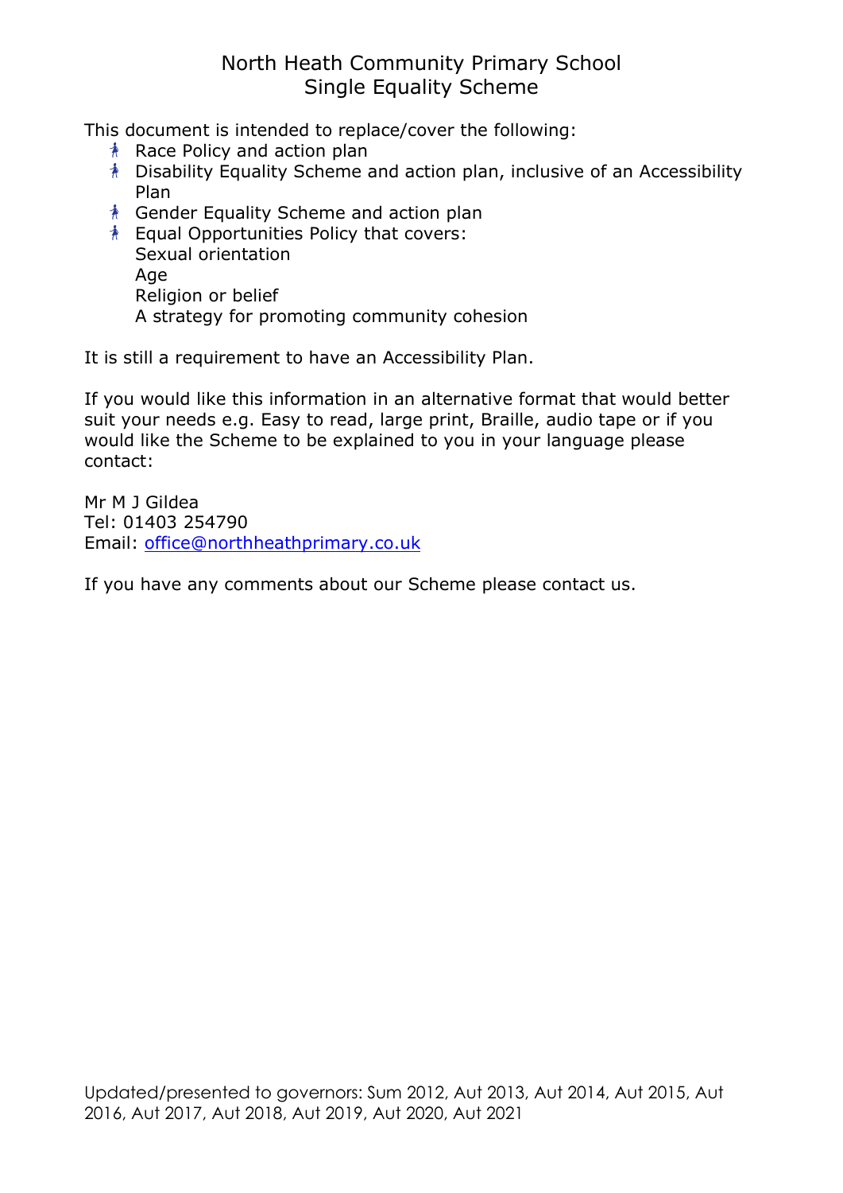# North Heath Community Primary School
## Single Equality Scheme

This document is intended to replace/cover the following:

- Race Policy and action plan
- Disability Equality Scheme and action plan, inclusive of an Accessibility Plan
- Gender Equality Scheme and action plan
- Equal Opportunities Policy that covers:
  Sexual orientation
  Age
  Religion or belief
  A strategy for promoting community cohesion

It is still a requirement to have an Accessibility Plan.

If you would like this information in an alternative format that would better suit your needs e.g. Easy to read, large print, Braille, audio tape or if you would like the Scheme to be explained to you in your language please contact:

Mr M J Gildea
Tel: 01403 254790
Email: office@northheathprimary.co.uk

If you have any comments about our Scheme please contact us.

Updated/presented to governors: Sum 2012, Aut 2013, Aut 2014, Aut 2015, Aut 2016, Aut 2017, Aut 2018, Aut 2019, Aut 2020, Aut 2021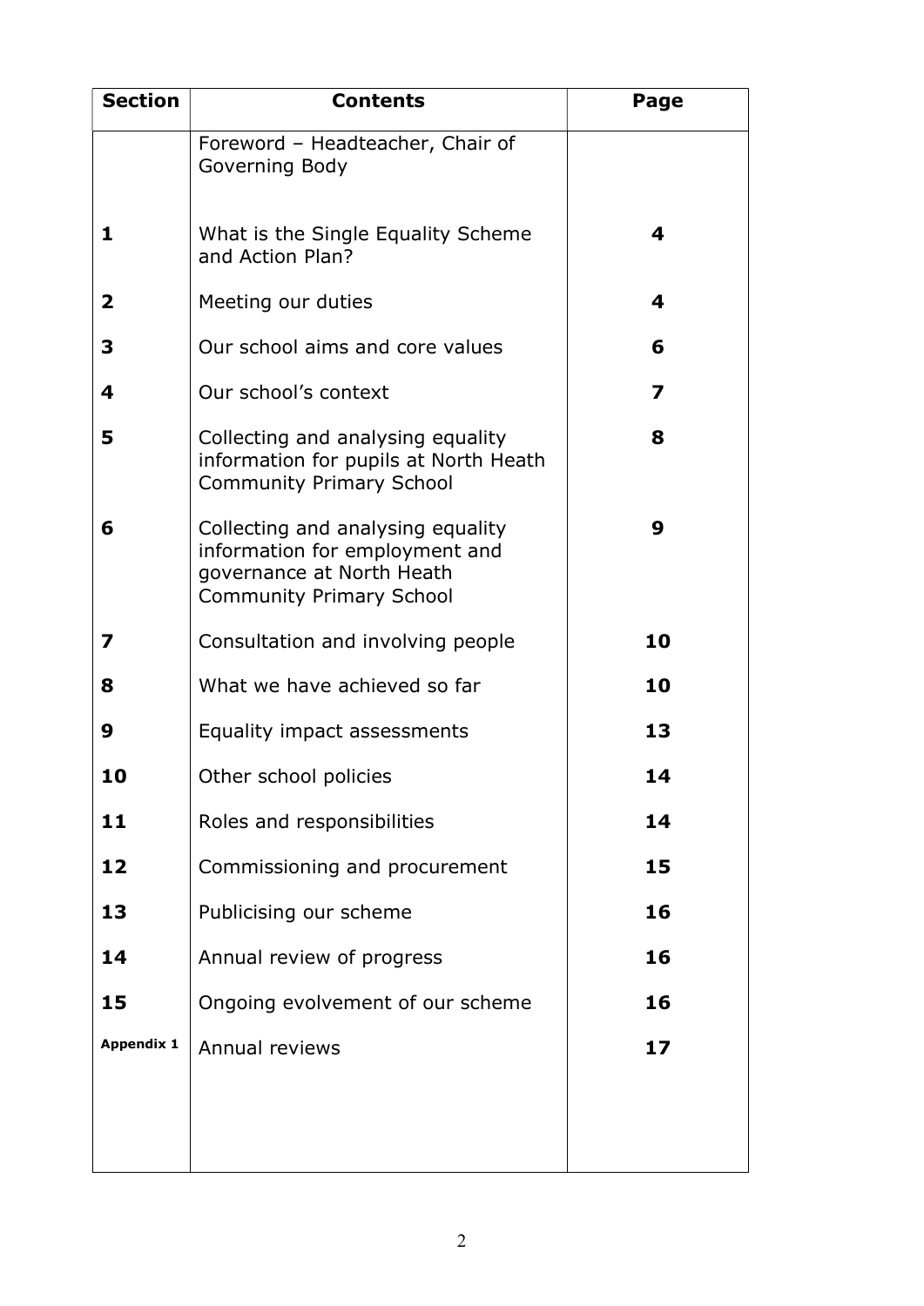| Section | Contents | Page |
|---|---|---|
| | Foreword – Headteacher, Chair of Governing Body | |
| **1** | What is the Single Equality Scheme and Action Plan? | **4** |
| **2** | Meeting our duties | **4** |
| **3** | Our school aims and core values | **6** |
| **4** | Our school's context | **7** |
| **5** | Collecting and analysing equality information for pupils at North Heath Community Primary School | **8** |
| **6** | Collecting and analysing equality information for employment and governance at North Heath Community Primary School | **9** |
| **7** | Consultation and involving people | **10** |
| **8** | What we have achieved so far | **10** |
| **9** | Equality impact assessments | **13** |
| **10** | Other school policies | **14** |
| **11** | Roles and responsibilities | **14** |
| **12** | Commissioning and procurement | **15** |
| **13** | Publicising our scheme | **16** |
| **14** | Annual review of progress | **16** |
| **15** | Ongoing evolvement of our scheme | **16** |
| **Appendix 1** | Annual reviews | **17** |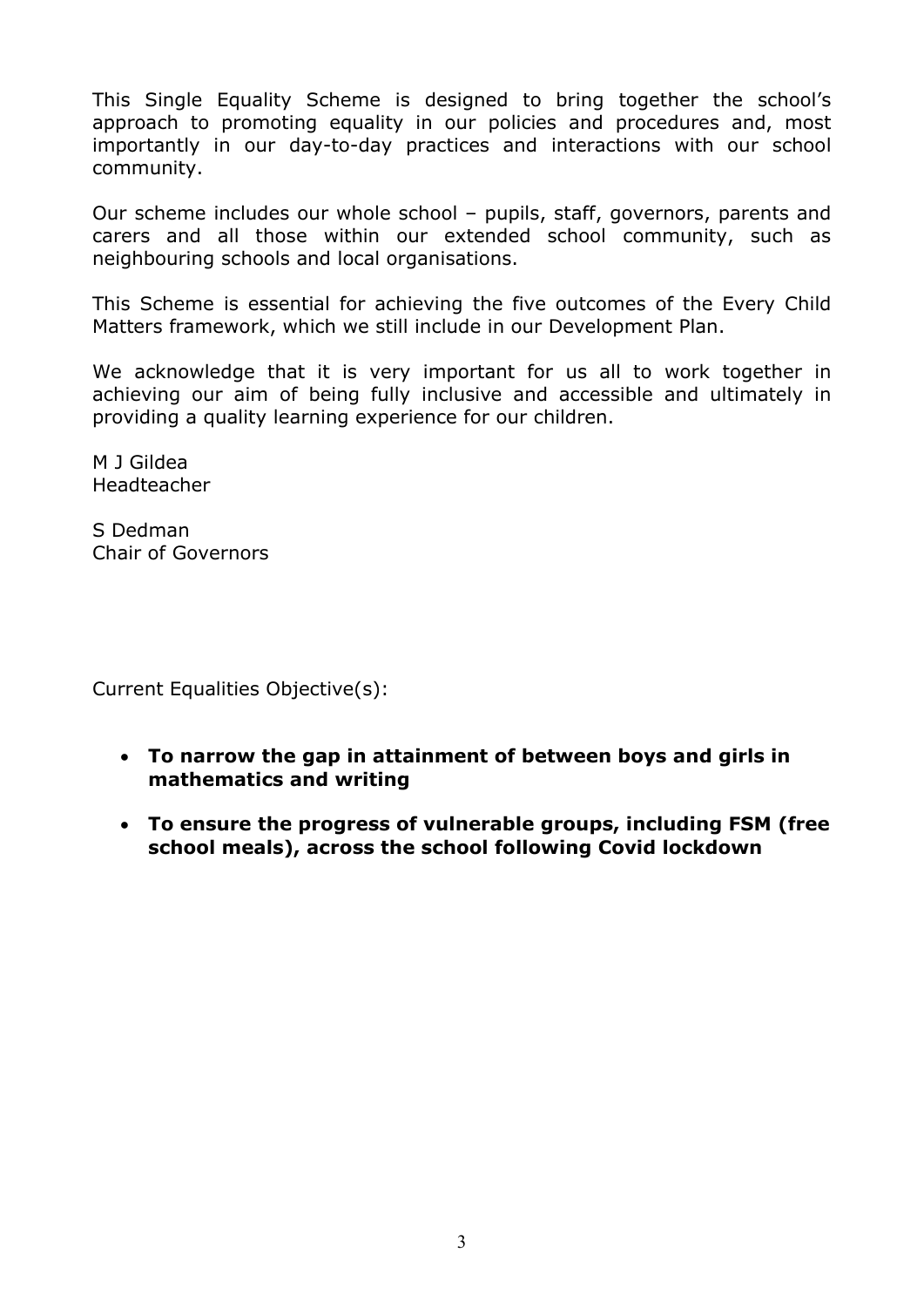This Single Equality Scheme is designed to bring together the school's approach to promoting equality in our policies and procedures and, most importantly in our day-to-day practices and interactions with our school community.

Our scheme includes our whole school – pupils, staff, governors, parents and carers and all those within our extended school community, such as neighbouring schools and local organisations.

This Scheme is essential for achieving the five outcomes of the Every Child Matters framework, which we still include in our Development Plan.

We acknowledge that it is very important for us all to work together in achieving our aim of being fully inclusive and accessible and ultimately in providing a quality learning experience for our children.

M J Gildea
Headteacher

S Dedman
Chair of Governors

Current Equalities Objective(s):

- **To narrow the gap in attainment of between boys and girls in mathematics and writing**
- **To ensure the progress of vulnerable groups, including FSM (free school meals), across the school following Covid lockdown**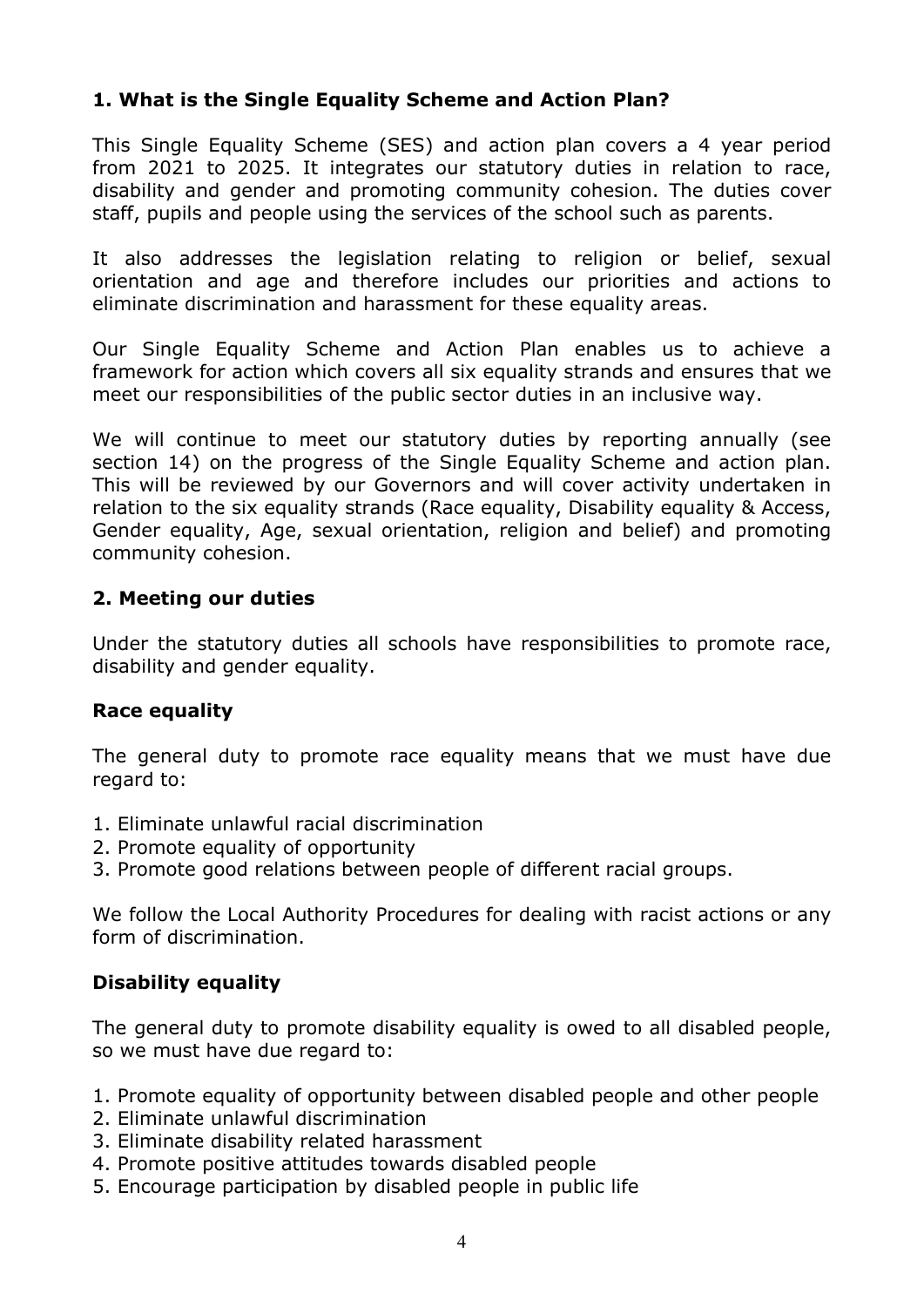## 1. What is the Single Equality Scheme and Action Plan?

This Single Equality Scheme (SES) and action plan covers a 4 year period from 2021 to 2025. It integrates our statutory duties in relation to race, disability and gender and promoting community cohesion. The duties cover staff, pupils and people using the services of the school such as parents.

It also addresses the legislation relating to religion or belief, sexual orientation and age and therefore includes our priorities and actions to eliminate discrimination and harassment for these equality areas.

Our Single Equality Scheme and Action Plan enables us to achieve a framework for action which covers all six equality strands and ensures that we meet our responsibilities of the public sector duties in an inclusive way.

We will continue to meet our statutory duties by reporting annually (see section 14) on the progress of the Single Equality Scheme and action plan. This will be reviewed by our Governors and will cover activity undertaken in relation to the six equality strands (Race equality, Disability equality & Access, Gender equality, Age, sexual orientation, religion and belief) and promoting community cohesion.

## 2. Meeting our duties

Under the statutory duties all schools have responsibilities to promote race, disability and gender equality.

### Race equality

The general duty to promote race equality means that we must have due regard to:

1. Eliminate unlawful racial discrimination
2. Promote equality of opportunity
3. Promote good relations between people of different racial groups.

We follow the Local Authority Procedures for dealing with racist actions or any form of discrimination.

### Disability equality

The general duty to promote disability equality is owed to all disabled people, so we must have due regard to:

1. Promote equality of opportunity between disabled people and other people
2. Eliminate unlawful discrimination
3. Eliminate disability related harassment
4. Promote positive attitudes towards disabled people
5. Encourage participation by disabled people in public life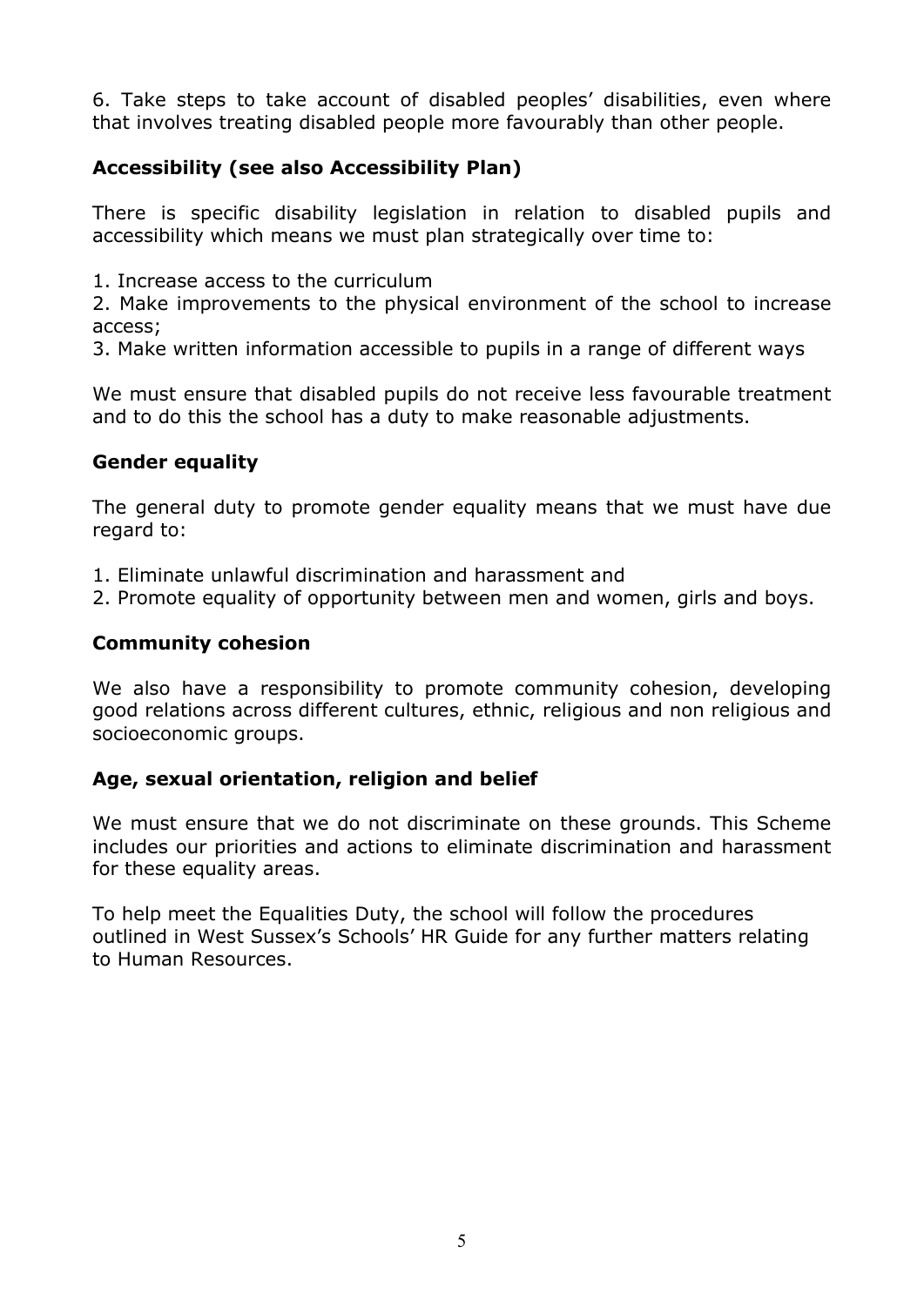6. Take steps to take account of disabled peoples' disabilities, even where that involves treating disabled people more favourably than other people.

### Accessibility (see also Accessibility Plan)

There is specific disability legislation in relation to disabled pupils and accessibility which means we must plan strategically over time to:

1. Increase access to the curriculum
2. Make improvements to the physical environment of the school to increase access;
3. Make written information accessible to pupils in a range of different ways

We must ensure that disabled pupils do not receive less favourable treatment and to do this the school has a duty to make reasonable adjustments.

### Gender equality

The general duty to promote gender equality means that we must have due regard to:

1. Eliminate unlawful discrimination and harassment and
2. Promote equality of opportunity between men and women, girls and boys.

### Community cohesion

We also have a responsibility to promote community cohesion, developing good relations across different cultures, ethnic, religious and non religious and socioeconomic groups.

### Age, sexual orientation, religion and belief

We must ensure that we do not discriminate on these grounds. This Scheme includes our priorities and actions to eliminate discrimination and harassment for these equality areas.

To help meet the Equalities Duty, the school will follow the procedures outlined in West Sussex's Schools' HR Guide for any further matters relating to Human Resources.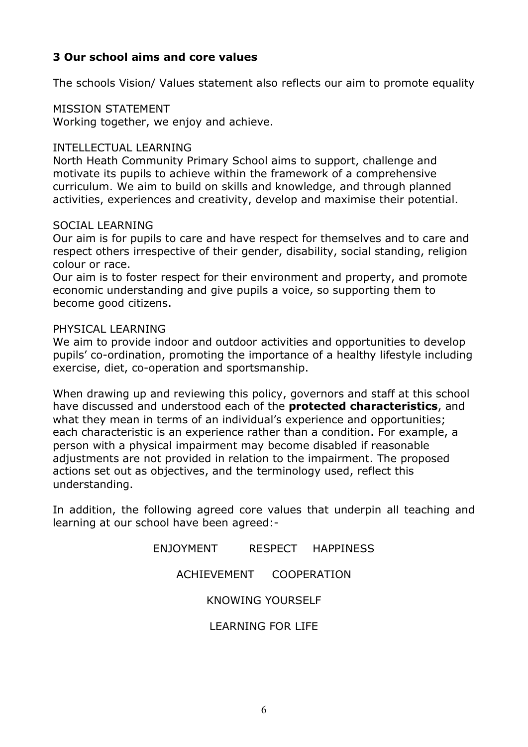### 3 Our school aims and core values

The schools Vision/ Values statement also reflects our aim to promote equality

MISSION STATEMENT
Working together, we enjoy and achieve.

INTELLECTUAL LEARNING
North Heath Community Primary School aims to support, challenge and motivate its pupils to achieve within the framework of a comprehensive curriculum. We aim to build on skills and knowledge, and through planned activities, experiences and creativity, develop and maximise their potential.

SOCIAL LEARNING
Our aim is for pupils to care and have respect for themselves and to care and respect others irrespective of their gender, disability, social standing, religion colour or race.
Our aim is to foster respect for their environment and property, and promote economic understanding and give pupils a voice, so supporting them to become good citizens.

PHYSICAL LEARNING
We aim to provide indoor and outdoor activities and opportunities to develop pupils' co-ordination, promoting the importance of a healthy lifestyle including exercise, diet, co-operation and sportsmanship.

When drawing up and reviewing this policy, governors and staff at this school have discussed and understood each of the **protected characteristics**, and what they mean in terms of an individual's experience and opportunities; each characteristic is an experience rather than a condition. For example, a person with a physical impairment may become disabled if reasonable adjustments are not provided in relation to the impairment. The proposed actions set out as objectives, and the terminology used, reflect this understanding.

In addition, the following agreed core values that underpin all teaching and learning at our school have been agreed:-

ENJOYMENT RESPECT HAPPINESS

ACHIEVEMENT COOPERATION

KNOWING YOURSELF

LEARNING FOR LIFE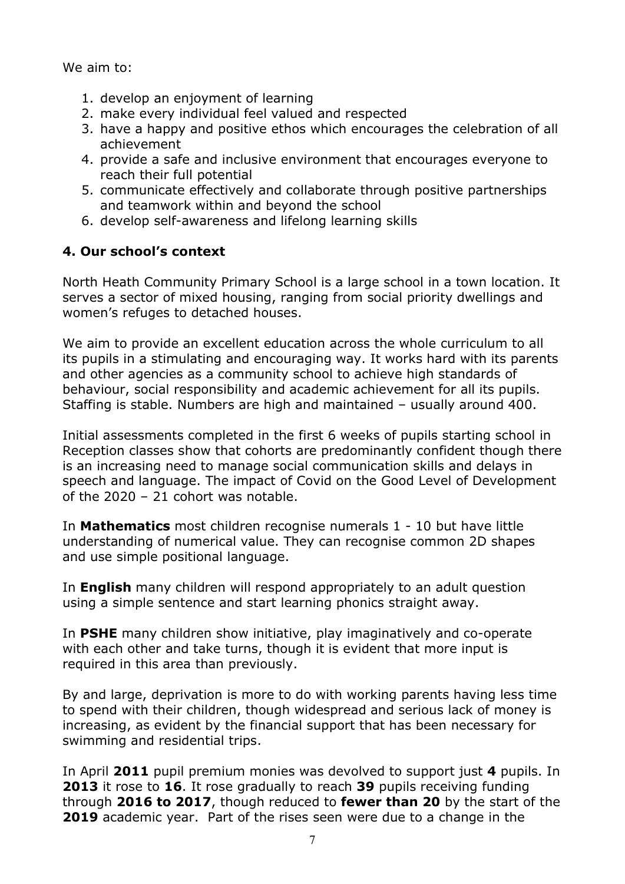We aim to:

1. develop an enjoyment of learning
2. make every individual feel valued and respected
3. have a happy and positive ethos which encourages the celebration of all achievement
4. provide a safe and inclusive environment that encourages everyone to reach their full potential
5. communicate effectively and collaborate through positive partnerships and teamwork within and beyond the school
6. develop self-awareness and lifelong learning skills

## 4. Our school's context

North Heath Community Primary School is a large school in a town location. It serves a sector of mixed housing, ranging from social priority dwellings and women's refuges to detached houses.

We aim to provide an excellent education across the whole curriculum to all its pupils in a stimulating and encouraging way. It works hard with its parents and other agencies as a community school to achieve high standards of behaviour, social responsibility and academic achievement for all its pupils. Staffing is stable. Numbers are high and maintained – usually around 400.

Initial assessments completed in the first 6 weeks of pupils starting school in Reception classes show that cohorts are predominantly confident though there is an increasing need to manage social communication skills and delays in speech and language. The impact of Covid on the Good Level of Development of the 2020 – 21 cohort was notable.

In **Mathematics** most children recognise numerals 1 - 10 but have little understanding of numerical value. They can recognise common 2D shapes and use simple positional language.

In **English** many children will respond appropriately to an adult question using a simple sentence and start learning phonics straight away.

In **PSHE** many children show initiative, play imaginatively and co-operate with each other and take turns, though it is evident that more input is required in this area than previously.

By and large, deprivation is more to do with working parents having less time to spend with their children, though widespread and serious lack of money is increasing, as evident by the financial support that has been necessary for swimming and residential trips.

In April **2011** pupil premium monies was devolved to support just **4** pupils. In **2013** it rose to **16**. It rose gradually to reach **39** pupils receiving funding through **2016 to 2017**, though reduced to **fewer than 20** by the start of the **2019** academic year. Part of the rises seen were due to a change in the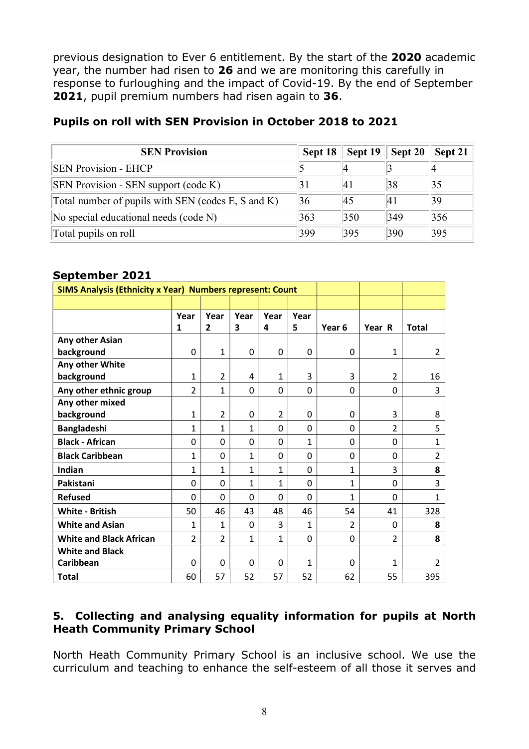previous designation to Ever 6 entitlement. By the start of the **2020** academic year, the number had risen to **26** and we are monitoring this carefully in response to furloughing and the impact of Covid-19. By the end of September **2021**, pupil premium numbers had risen again to **36**.

### Pupils on roll with SEN Provision in October 2018 to 2021

| SEN Provision | Sept 18 | Sept 19 | Sept 20 | Sept 21 |
|---|---|---|---|---|
| SEN Provision - EHCP | 5 | 4 | 3 | 4 |
| SEN Provision - SEN support (code K) | 31 | 41 | 38 | 35 |
| Total number of pupils with SEN (codes E, S and K) | 36 | 45 | 41 | 39 |
| No special educational needs (code N) | 363 | 350 | 349 | 356 |
| Total pupils on roll | 399 | 395 | 390 | 395 |

### September 2021

| SIMS Analysis (Ethnicity x Year) Numbers represent: Count | | | | | | | | |
|---|---|---|---|---|---|---|---|---|
| | | | | | | | | |
| | Year 1 | Year 2 | Year 3 | Year 4 | Year 5 | Year 6 | Year R | Total |
| **Any other Asian background** | 0 | 1 | 0 | 0 | 0 | 0 | 1 | 2 |
| **Any other White background** | 1 | 2 | 4 | 1 | 3 | 3 | 2 | 16 |
| **Any other ethnic group** | 2 | 1 | 0 | 0 | 0 | 0 | 0 | 3 |
| **Any other mixed background** | 1 | 2 | 0 | 2 | 0 | 0 | 3 | 8 |
| **Bangladeshi** | 1 | 1 | 1 | 0 | 0 | 0 | 2 | 5 |
| **Black - African** | 0 | 0 | 0 | 0 | 1 | 0 | 0 | 1 |
| **Black Caribbean** | 1 | 0 | 1 | 0 | 0 | 0 | 0 | 2 |
| **Indian** | 1 | 1 | 1 | 1 | 0 | 1 | 3 | **8** |
| **Pakistani** | 0 | 0 | 1 | 1 | 0 | 1 | 0 | 3 |
| **Refused** | 0 | 0 | 0 | 0 | 0 | 1 | 0 | 1 |
| **White - British** | 50 | 46 | 43 | 48 | 46 | 54 | 41 | 328 |
| **White and Asian** | 1 | 1 | 0 | 3 | 1 | 2 | 0 | **8** |
| **White and Black African** | 2 | 2 | 1 | 1 | 0 | 0 | 2 | **8** |
| **White and Black Caribbean** | 0 | 0 | 0 | 0 | 1 | 0 | 1 | 2 |
| **Total** | 60 | 57 | 52 | 57 | 52 | 62 | 55 | 395 |

## 5. Collecting and analysing equality information for pupils at North Heath Community Primary School

North Heath Community Primary School is an inclusive school. We use the curriculum and teaching to enhance the self-esteem of all those it serves and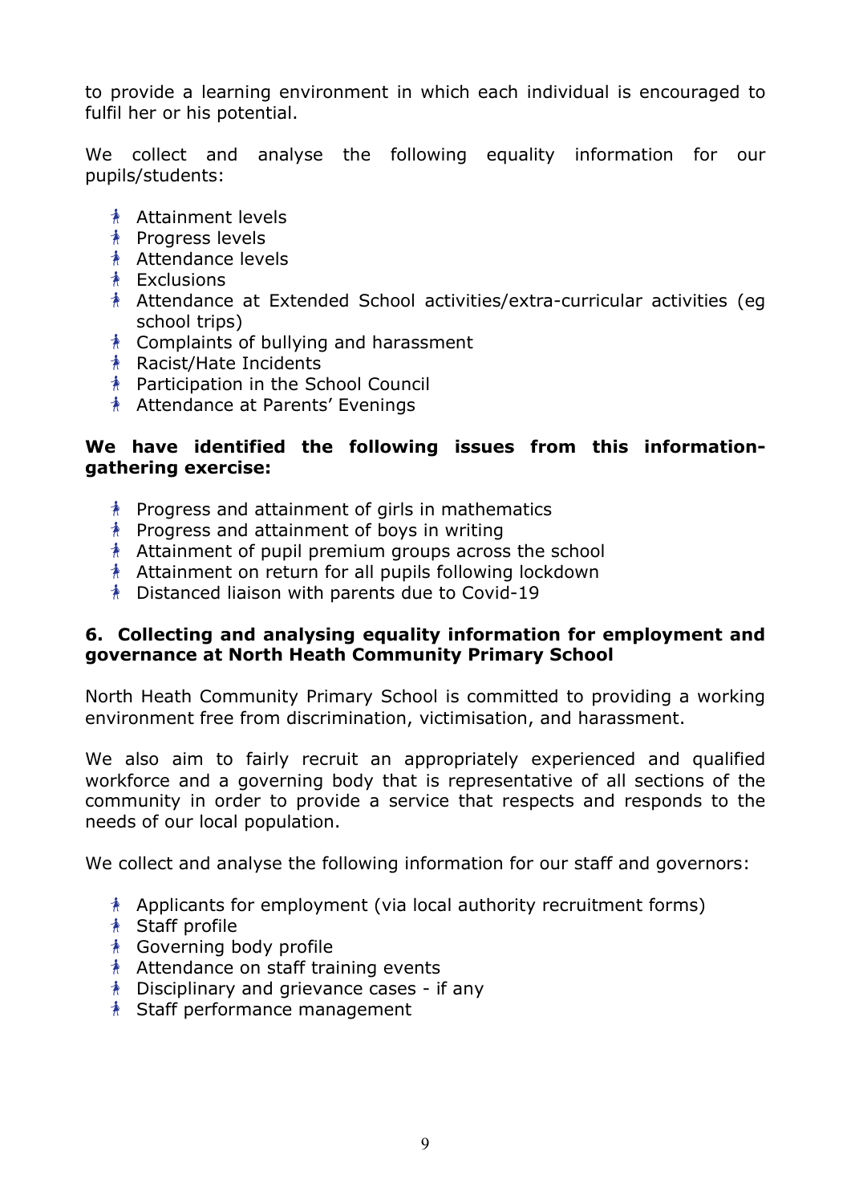to provide a learning environment in which each individual is encouraged to fulfil her or his potential.

We collect and analyse the following equality information for our pupils/students:

- Attainment levels
- Progress levels
- Attendance levels
- Exclusions
- Attendance at Extended School activities/extra-curricular activities (eg school trips)
- Complaints of bullying and harassment
- Racist/Hate Incidents
- Participation in the School Council
- Attendance at Parents' Evenings

**We have identified the following issues from this information-gathering exercise:**

- Progress and attainment of girls in mathematics
- Progress and attainment of boys in writing
- Attainment of pupil premium groups across the school
- Attainment on return for all pupils following lockdown
- Distanced liaison with parents due to Covid-19

## 6. Collecting and analysing equality information for employment and governance at North Heath Community Primary School

North Heath Community Primary School is committed to providing a working environment free from discrimination, victimisation, and harassment.

We also aim to fairly recruit an appropriately experienced and qualified workforce and a governing body that is representative of all sections of the community in order to provide a service that respects and responds to the needs of our local population.

We collect and analyse the following information for our staff and governors:

- Applicants for employment (via local authority recruitment forms)
- Staff profile
- Governing body profile
- Attendance on staff training events
- Disciplinary and grievance cases - if any
- Staff performance management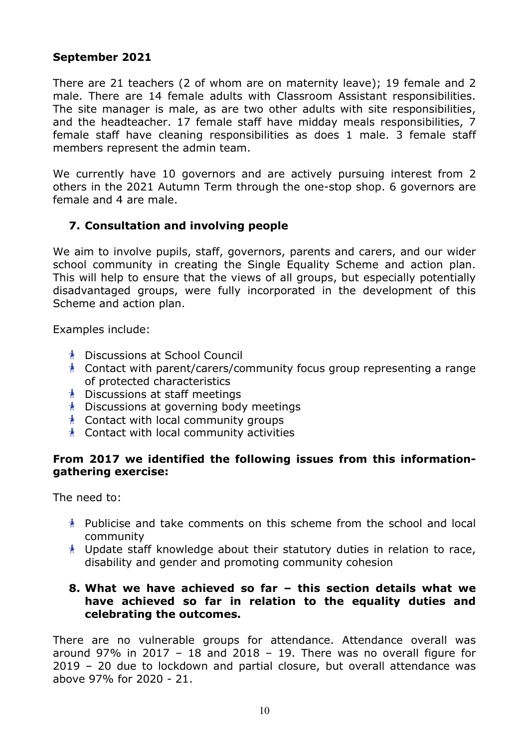**September 2021**

There are 21 teachers (2 of whom are on maternity leave); 19 female and 2 male. There are 14 female adults with Classroom Assistant responsibilities. The site manager is male, as are two other adults with site responsibilities, and the headteacher. 17 female staff have midday meals responsibilities, 7 female staff have cleaning responsibilities as does 1 male. 3 female staff members represent the admin team.

We currently have 10 governors and are actively pursuing interest from 2 others in the 2021 Autumn Term through the one-stop shop. 6 governors are female and 4 are male.

## 7. Consultation and involving people

We aim to involve pupils, staff, governors, parents and carers, and our wider school community in creating the Single Equality Scheme and action plan. This will help to ensure that the views of all groups, but especially potentially disadvantaged groups, were fully incorporated in the development of this Scheme and action plan.

Examples include:

- Discussions at School Council
- Contact with parent/carers/community focus group representing a range of protected characteristics
- Discussions at staff meetings
- Discussions at governing body meetings
- Contact with local community groups
- Contact with local community activities

**From 2017 we identified the following issues from this information-gathering exercise:**

The need to:

- Publicise and take comments on this scheme from the school and local community
- Update staff knowledge about their statutory duties in relation to race, disability and gender and promoting community cohesion

## 8. What we have achieved so far – this section details what we have achieved so far in relation to the equality duties and celebrating the outcomes.

There are no vulnerable groups for attendance. Attendance overall was around 97% in 2017 – 18 and 2018 – 19. There was no overall figure for 2019 – 20 due to lockdown and partial closure, but overall attendance was above 97% for 2020 - 21.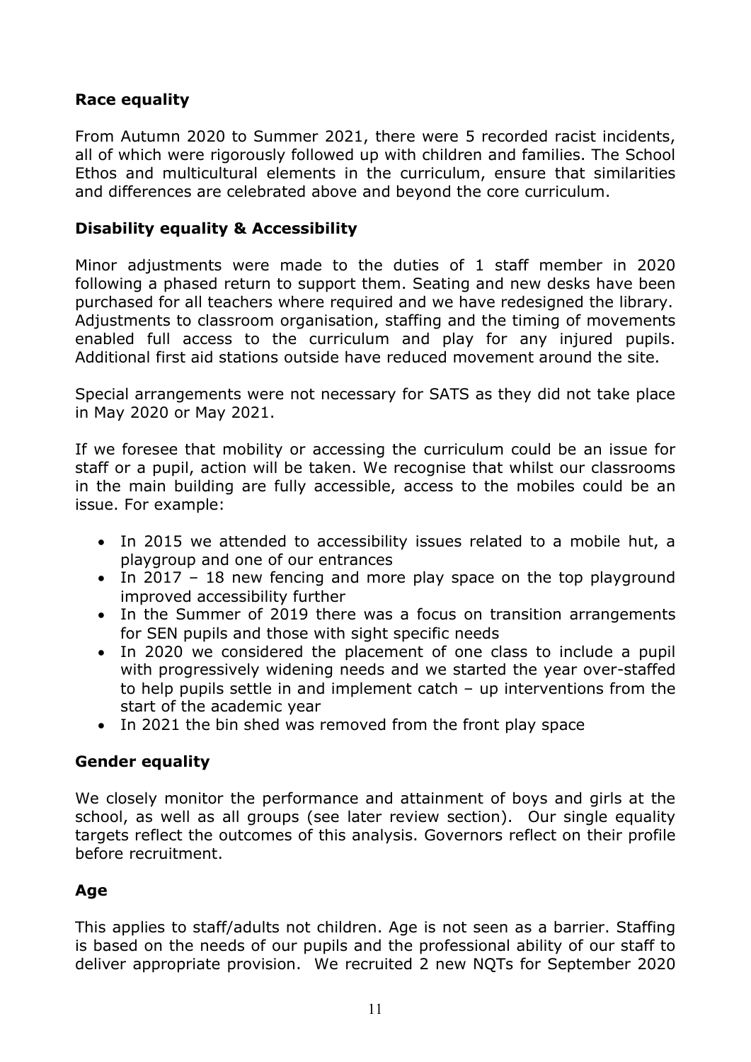### Race equality

From Autumn 2020 to Summer 2021, there were 5 recorded racist incidents, all of which were rigorously followed up with children and families. The School Ethos and multicultural elements in the curriculum, ensure that similarities and differences are celebrated above and beyond the core curriculum.

### Disability equality & Accessibility

Minor adjustments were made to the duties of 1 staff member in 2020 following a phased return to support them. Seating and new desks have been purchased for all teachers where required and we have redesigned the library. Adjustments to classroom organisation, staffing and the timing of movements enabled full access to the curriculum and play for any injured pupils. Additional first aid stations outside have reduced movement around the site.

Special arrangements were not necessary for SATS as they did not take place in May 2020 or May 2021.

If we foresee that mobility or accessing the curriculum could be an issue for staff or a pupil, action will be taken. We recognise that whilst our classrooms in the main building are fully accessible, access to the mobiles could be an issue. For example:

- In 2015 we attended to accessibility issues related to a mobile hut, a playgroup and one of our entrances
- In 2017 – 18 new fencing and more play space on the top playground improved accessibility further
- In the Summer of 2019 there was a focus on transition arrangements for SEN pupils and those with sight specific needs
- In 2020 we considered the placement of one class to include a pupil with progressively widening needs and we started the year over-staffed to help pupils settle in and implement catch – up interventions from the start of the academic year
- In 2021 the bin shed was removed from the front play space

### Gender equality

We closely monitor the performance and attainment of boys and girls at the school, as well as all groups (see later review section). Our single equality targets reflect the outcomes of this analysis. Governors reflect on their profile before recruitment.

### Age

This applies to staff/adults not children. Age is not seen as a barrier. Staffing is based on the needs of our pupils and the professional ability of our staff to deliver appropriate provision. We recruited 2 new NQTs for September 2020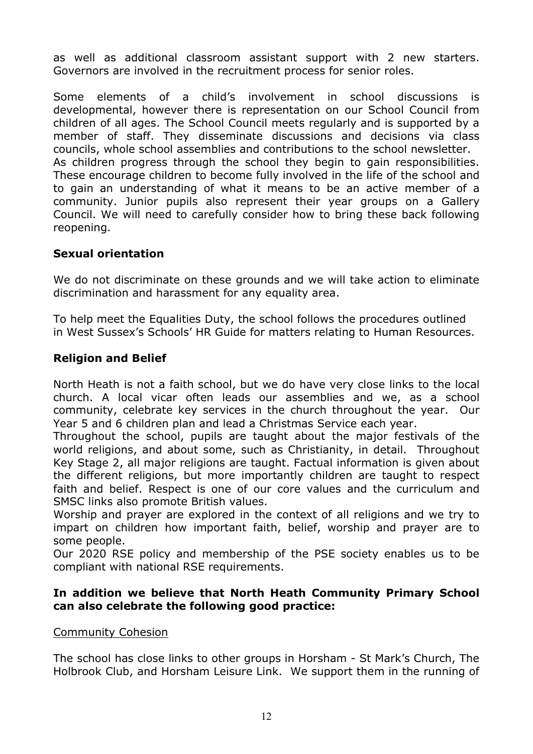as well as additional classroom assistant support with 2 new starters. Governors are involved in the recruitment process for senior roles.

Some elements of a child's involvement in school discussions is developmental, however there is representation on our School Council from children of all ages. The School Council meets regularly and is supported by a member of staff. They disseminate discussions and decisions via class councils, whole school assemblies and contributions to the school newsletter.
As children progress through the school they begin to gain responsibilities. These encourage children to become fully involved in the life of the school and to gain an understanding of what it means to be an active member of a community. Junior pupils also represent their year groups on a Gallery Council. We will need to carefully consider how to bring these back following reopening.

### Sexual orientation

We do not discriminate on these grounds and we will take action to eliminate discrimination and harassment for any equality area.

To help meet the Equalities Duty, the school follows the procedures outlined in West Sussex's Schools' HR Guide for matters relating to Human Resources.

### Religion and Belief

North Heath is not a faith school, but we do have very close links to the local church. A local vicar often leads our assemblies and we, as a school community, celebrate key services in the church throughout the year. Our Year 5 and 6 children plan and lead a Christmas Service each year.
Throughout the school, pupils are taught about the major festivals of the world religions, and about some, such as Christianity, in detail. Throughout Key Stage 2, all major religions are taught. Factual information is given about the different religions, but more importantly children are taught to respect faith and belief. Respect is one of our core values and the curriculum and SMSC links also promote British values.
Worship and prayer are explored in the context of all religions and we try to impart on children how important faith, belief, worship and prayer are to some people.
Our 2020 RSE policy and membership of the PSE society enables us to be compliant with national RSE requirements.

**In addition we believe that North Heath Community Primary School can also celebrate the following good practice:**

<u>Community Cohesion</u>

The school has close links to other groups in Horsham - St Mark's Church, The Holbrook Club, and Horsham Leisure Link. We support them in the running of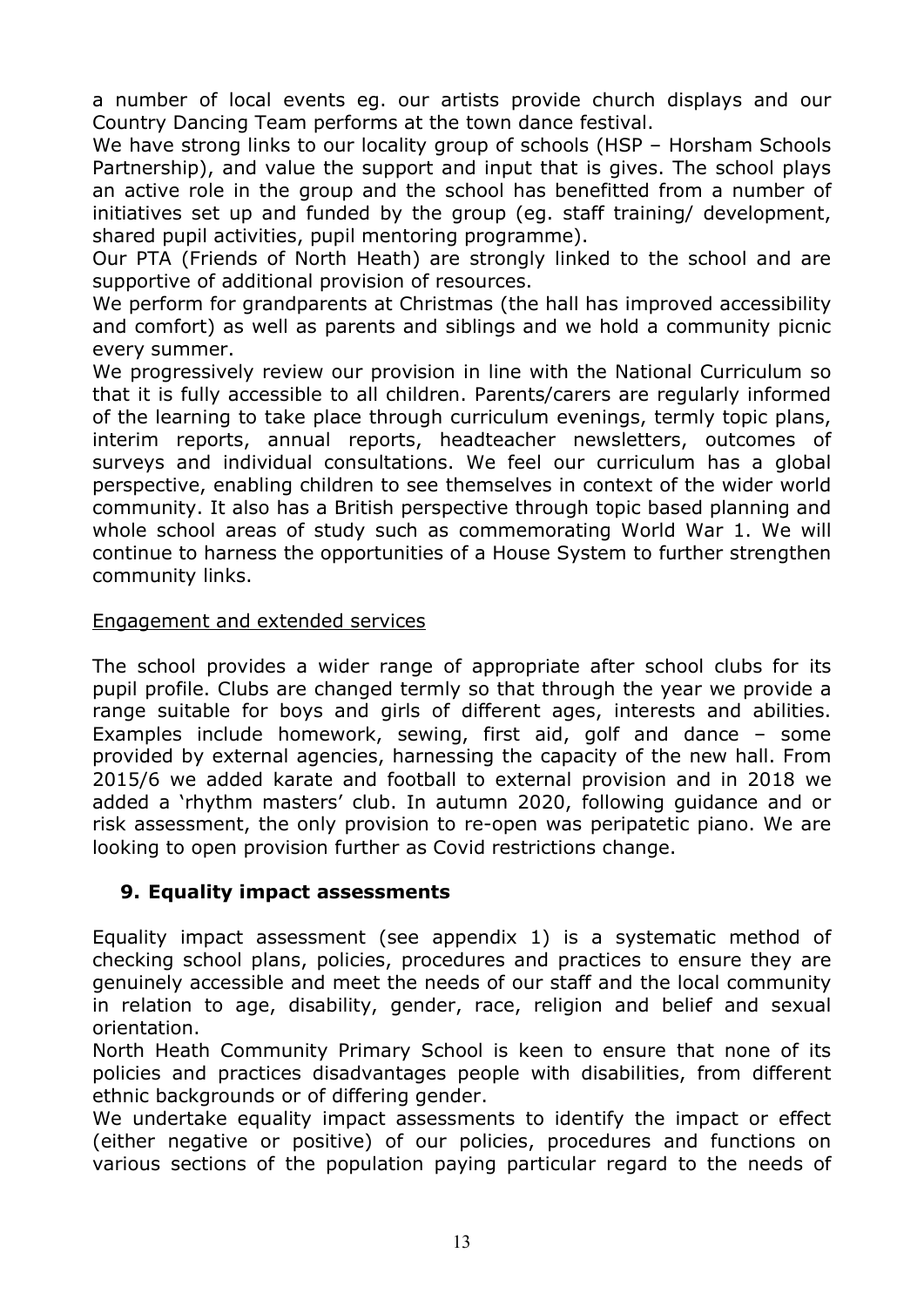a number of local events eg. our artists provide church displays and our Country Dancing Team performs at the town dance festival.
We have strong links to our locality group of schools (HSP – Horsham Schools Partnership), and value the support and input that is gives. The school plays an active role in the group and the school has benefitted from a number of initiatives set up and funded by the group (eg. staff training/ development, shared pupil activities, pupil mentoring programme).
Our PTA (Friends of North Heath) are strongly linked to the school and are supportive of additional provision of resources.
We perform for grandparents at Christmas (the hall has improved accessibility and comfort) as well as parents and siblings and we hold a community picnic every summer.
We progressively review our provision in line with the National Curriculum so that it is fully accessible to all children. Parents/carers are regularly informed of the learning to take place through curriculum evenings, termly topic plans, interim reports, annual reports, headteacher newsletters, outcomes of surveys and individual consultations. We feel our curriculum has a global perspective, enabling children to see themselves in context of the wider world community. It also has a British perspective through topic based planning and whole school areas of study such as commemorating World War 1. We will continue to harness the opportunities of a House System to further strengthen community links.

<u>Engagement and extended services</u>

The school provides a wider range of appropriate after school clubs for its pupil profile. Clubs are changed termly so that through the year we provide a range suitable for boys and girls of different ages, interests and abilities. Examples include homework, sewing, first aid, golf and dance – some provided by external agencies, harnessing the capacity of the new hall. From 2015/6 we added karate and football to external provision and in 2018 we added a 'rhythm masters' club. In autumn 2020, following guidance and or risk assessment, the only provision to re-open was peripatetic piano. We are looking to open provision further as Covid restrictions change.

## 9. Equality impact assessments

Equality impact assessment (see appendix 1) is a systematic method of checking school plans, policies, procedures and practices to ensure they are genuinely accessible and meet the needs of our staff and the local community in relation to age, disability, gender, race, religion and belief and sexual orientation.
North Heath Community Primary School is keen to ensure that none of its policies and practices disadvantages people with disabilities, from different ethnic backgrounds or of differing gender.
We undertake equality impact assessments to identify the impact or effect (either negative or positive) of our policies, procedures and functions on various sections of the population paying particular regard to the needs of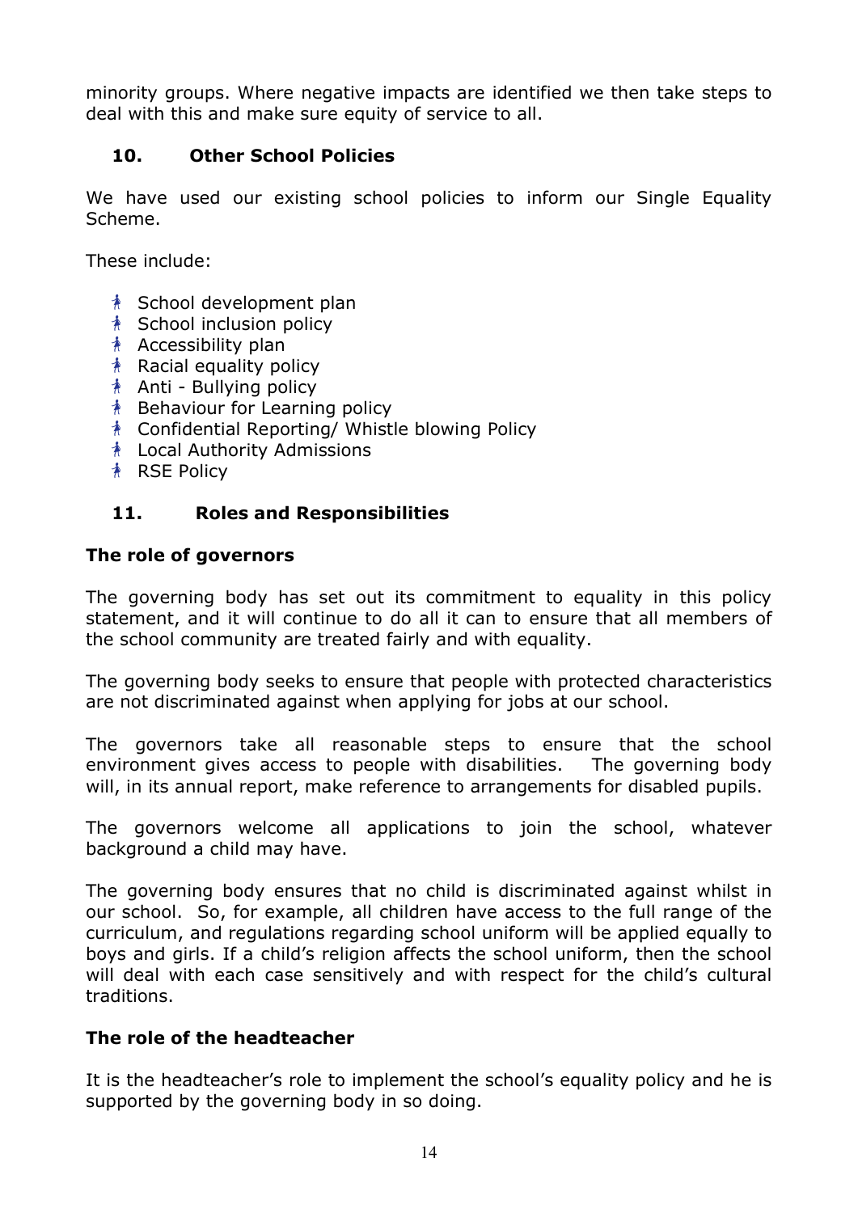minority groups. Where negative impacts are identified we then take steps to deal with this and make sure equity of service to all.

## 10. Other School Policies

We have used our existing school policies to inform our Single Equality Scheme.

These include:

- School development plan
- School inclusion policy
- Accessibility plan
- Racial equality policy
- Anti - Bullying policy
- Behaviour for Learning policy
- Confidential Reporting/ Whistle blowing Policy
- Local Authority Admissions
- RSE Policy

## 11. Roles and Responsibilities

### The role of governors

The governing body has set out its commitment to equality in this policy statement, and it will continue to do all it can to ensure that all members of the school community are treated fairly and with equality.

The governing body seeks to ensure that people with protected characteristics are not discriminated against when applying for jobs at our school.

The governors take all reasonable steps to ensure that the school environment gives access to people with disabilities. The governing body will, in its annual report, make reference to arrangements for disabled pupils.

The governors welcome all applications to join the school, whatever background a child may have.

The governing body ensures that no child is discriminated against whilst in our school. So, for example, all children have access to the full range of the curriculum, and regulations regarding school uniform will be applied equally to boys and girls. If a child's religion affects the school uniform, then the school will deal with each case sensitively and with respect for the child's cultural traditions.

### The role of the headteacher

It is the headteacher's role to implement the school's equality policy and he is supported by the governing body in so doing.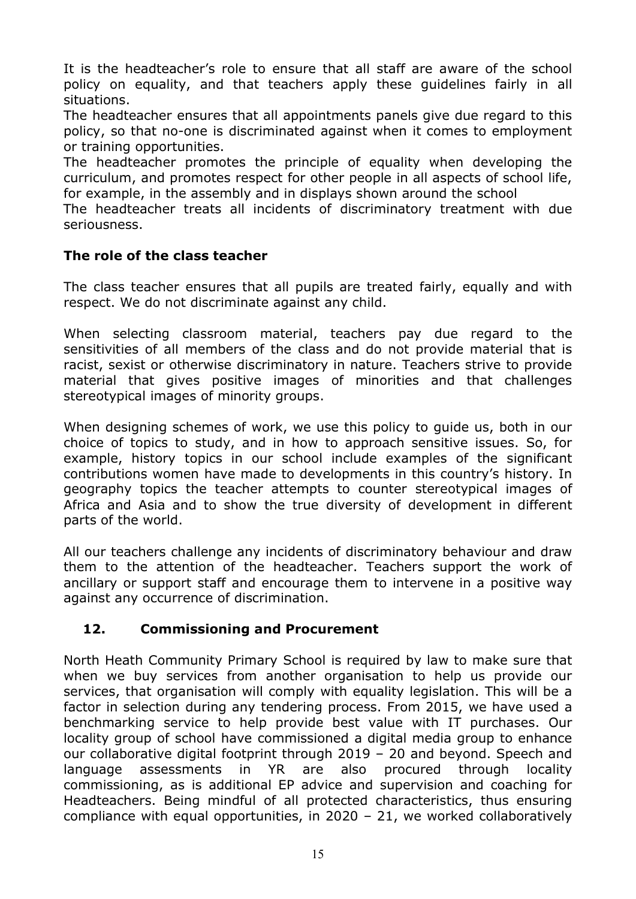It is the headteacher's role to ensure that all staff are aware of the school policy on equality, and that teachers apply these guidelines fairly in all situations.

The headteacher ensures that all appointments panels give due regard to this policy, so that no-one is discriminated against when it comes to employment or training opportunities.

The headteacher promotes the principle of equality when developing the curriculum, and promotes respect for other people in all aspects of school life, for example, in the assembly and in displays shown around the school

The headteacher treats all incidents of discriminatory treatment with due seriousness.

### The role of the class teacher

The class teacher ensures that all pupils are treated fairly, equally and with respect. We do not discriminate against any child.

When selecting classroom material, teachers pay due regard to the sensitivities of all members of the class and do not provide material that is racist, sexist or otherwise discriminatory in nature. Teachers strive to provide material that gives positive images of minorities and that challenges stereotypical images of minority groups.

When designing schemes of work, we use this policy to guide us, both in our choice of topics to study, and in how to approach sensitive issues. So, for example, history topics in our school include examples of the significant contributions women have made to developments in this country's history. In geography topics the teacher attempts to counter stereotypical images of Africa and Asia and to show the true diversity of development in different parts of the world.

All our teachers challenge any incidents of discriminatory behaviour and draw them to the attention of the headteacher. Teachers support the work of ancillary or support staff and encourage them to intervene in a positive way against any occurrence of discrimination.

## 12. Commissioning and Procurement

North Heath Community Primary School is required by law to make sure that when we buy services from another organisation to help us provide our services, that organisation will comply with equality legislation. This will be a factor in selection during any tendering process. From 2015, we have used a benchmarking service to help provide best value with IT purchases. Our locality group of school have commissioned a digital media group to enhance our collaborative digital footprint through 2019 – 20 and beyond. Speech and language assessments in YR are also procured through locality commissioning, as is additional EP advice and supervision and coaching for Headteachers. Being mindful of all protected characteristics, thus ensuring compliance with equal opportunities, in 2020 – 21, we worked collaboratively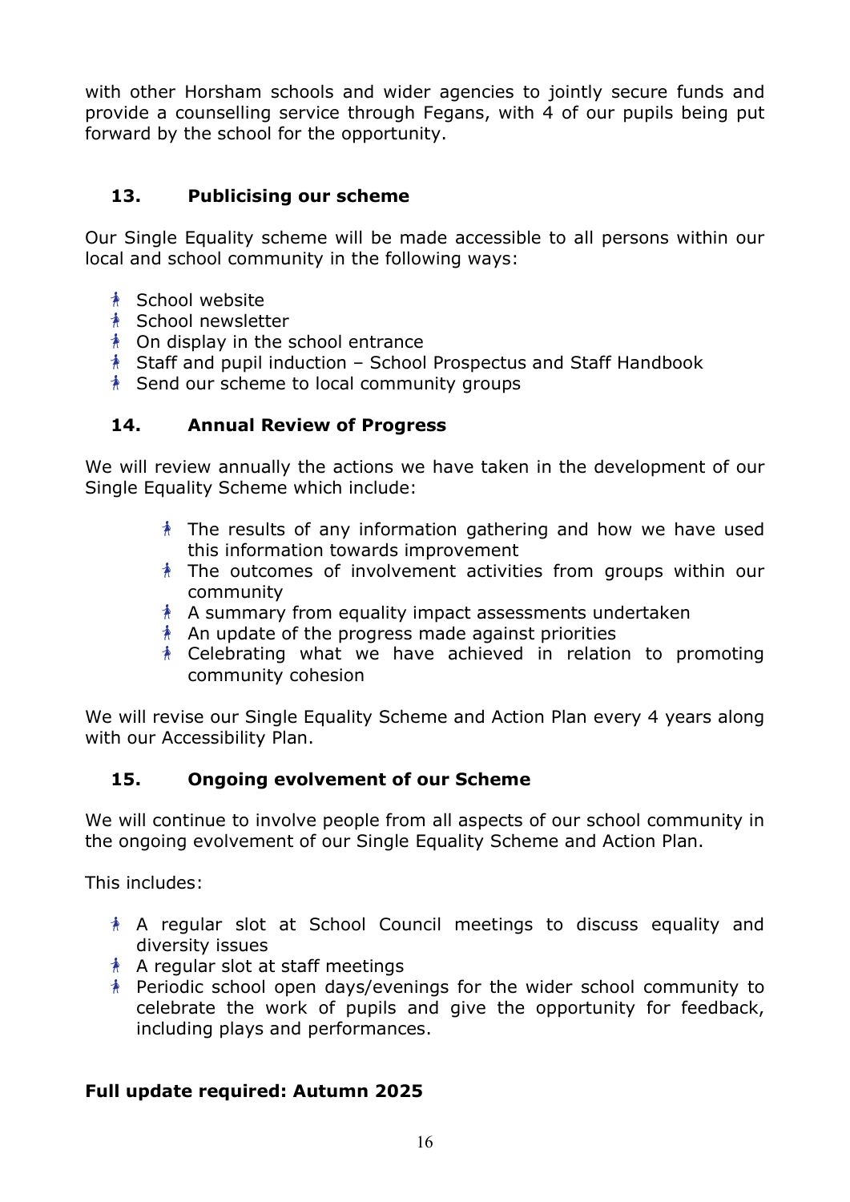with other Horsham schools and wider agencies to jointly secure funds and provide a counselling service through Fegans, with 4 of our pupils being put forward by the school for the opportunity.

## 13. Publicising our scheme

Our Single Equality scheme will be made accessible to all persons within our local and school community in the following ways:

- School website
- School newsletter
- On display in the school entrance
- Staff and pupil induction – School Prospectus and Staff Handbook
- Send our scheme to local community groups

## 14. Annual Review of Progress

We will review annually the actions we have taken in the development of our Single Equality Scheme which include:

- The results of any information gathering and how we have used this information towards improvement
- The outcomes of involvement activities from groups within our community
- A summary from equality impact assessments undertaken
- An update of the progress made against priorities
- Celebrating what we have achieved in relation to promoting community cohesion

We will revise our Single Equality Scheme and Action Plan every 4 years along with our Accessibility Plan.

## 15. Ongoing evolvement of our Scheme

We will continue to involve people from all aspects of our school community in the ongoing evolvement of our Single Equality Scheme and Action Plan.

This includes:

- A regular slot at School Council meetings to discuss equality and diversity issues
- A regular slot at staff meetings
- Periodic school open days/evenings for the wider school community to celebrate the work of pupils and give the opportunity for feedback, including plays and performances.

**Full update required: Autumn 2025**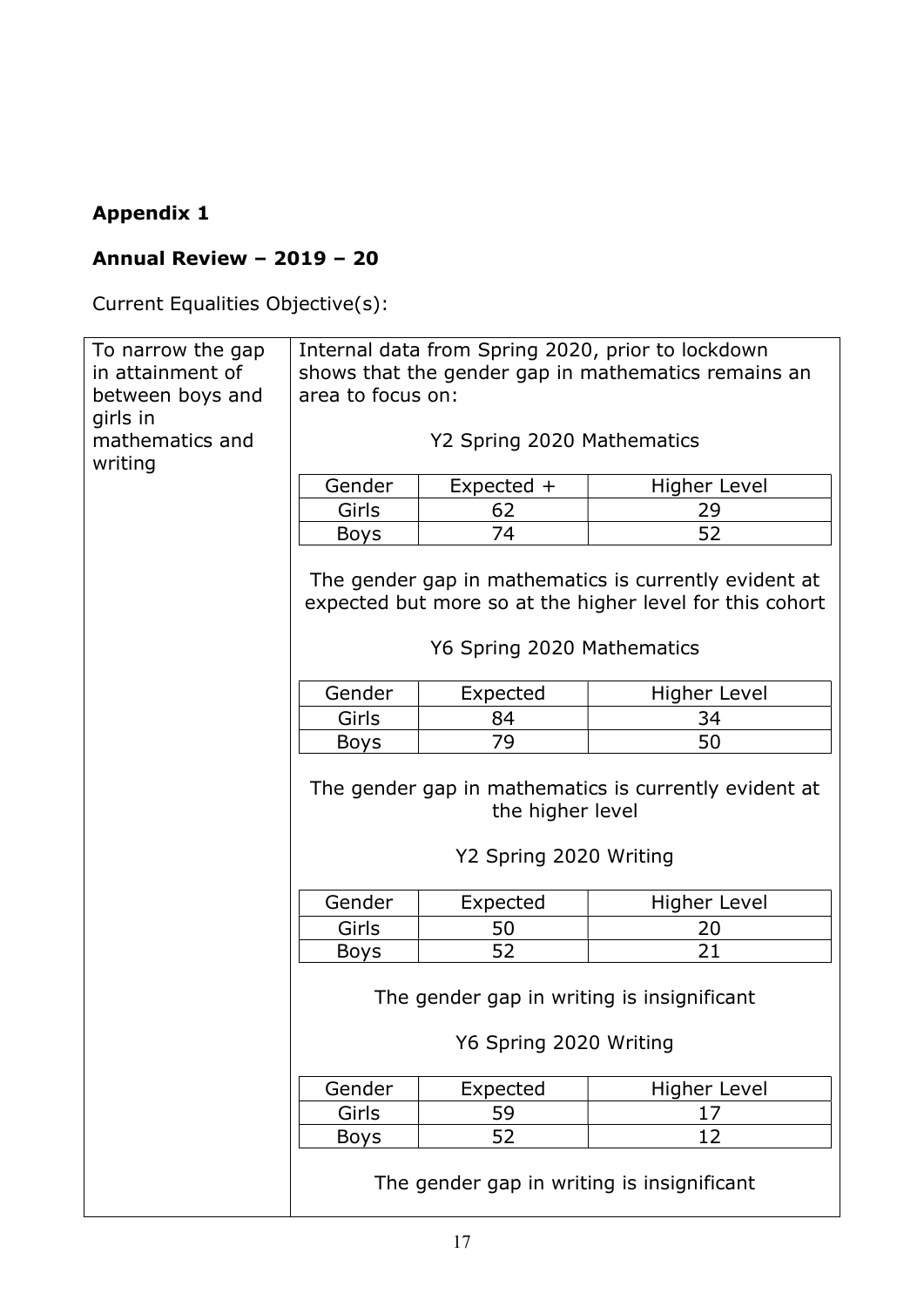**Appendix 1**

**Annual Review – 2019 – 20**

Current Equalities Objective(s):

**To narrow the gap in attainment of between boys and girls in mathematics and writing**

Internal data from Spring 2020, prior to lockdown shows that the gender gap in mathematics remains an area to focus on:

Y2 Spring 2020 Mathematics

| Gender | Expected + | Higher Level |
|---|---|---|
| Girls | 62 | 29 |
| Boys | 74 | 52 |

The gender gap in mathematics is currently evident at expected but more so at the higher level for this cohort

Y6 Spring 2020 Mathematics

| Gender | Expected | Higher Level |
|---|---|---|
| Girls | 84 | 34 |
| Boys | 79 | 50 |

The gender gap in mathematics is currently evident at the higher level

Y2 Spring 2020 Writing

| Gender | Expected | Higher Level |
|---|---|---|
| Girls | 50 | 20 |
| Boys | 52 | 21 |

The gender gap in writing is insignificant

Y6 Spring 2020 Writing

| Gender | Expected | Higher Level |
|---|---|---|
| Girls | 59 | 17 |
| Boys | 52 | 12 |

The gender gap in writing is insignificant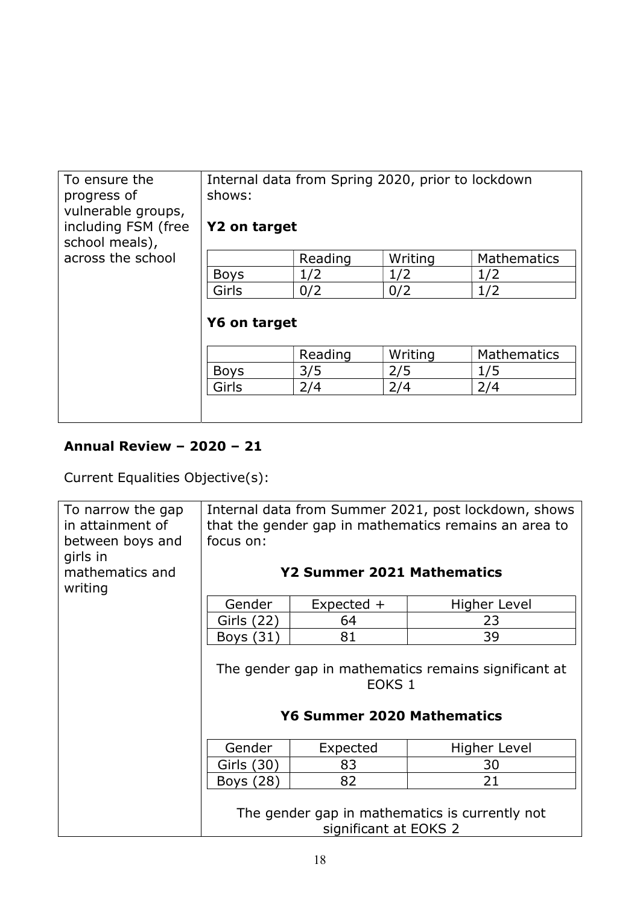<table>
<tr>
<td>To ensure the progress of vulnerable groups, including FSM (free school meals), across the school</td>
<td>

Internal data from Spring 2020, prior to lockdown shows:

**Y2 on target**

| | Reading | Writing | Mathematics |
|---|---|---|---|
| Boys | 1/2 | 1/2 | 1/2 |
| Girls | 0/2 | 0/2 | 1/2 |

**Y6 on target**

| | Reading | Writing | Mathematics |
|---|---|---|---|
| Boys | 3/5 | 2/5 | 1/5 |
| Girls | 2/4 | 2/4 | 2/4 |

</td>
</tr>
</table>

**Annual Review – 2020 – 21**

Current Equalities Objective(s):

<table>
<tr>
<td>To narrow the gap in attainment of between boys and girls in mathematics and writing</td>
<td>

Internal data from Summer 2021, post lockdown, shows that the gender gap in mathematics remains an area to focus on:

**Y2 Summer 2021 Mathematics**

| Gender | Expected + | Higher Level |
|---|---|---|
| Girls (22) | 64 | 23 |
| Boys (31) | 81 | 39 |

The gender gap in mathematics remains significant at EOKS 1

**Y6 Summer 2020 Mathematics**

| Gender | Expected | Higher Level |
|---|---|---|
| Girls (30) | 83 | 30 |
| Boys (28) | 82 | 21 |

The gender gap in mathematics is currently not significant at EOKS 2

</td>
</tr>
</table>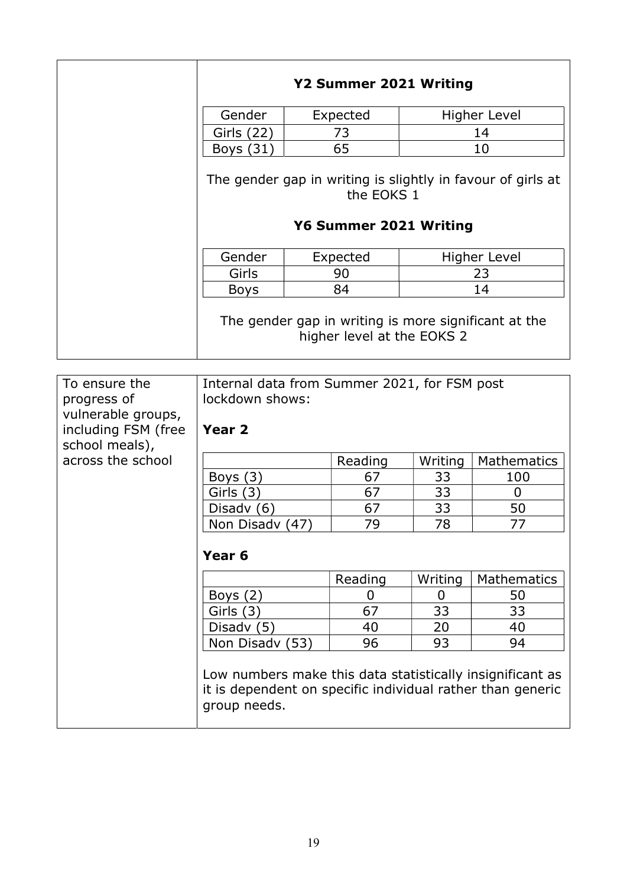**Y2 Summer 2021 Writing**

| Gender | Expected | Higher Level |
| --- | --- | --- |
| Girls (22) | 73 | 14 |
| Boys (31) | 65 | 10 |

The gender gap in writing is slightly in favour of girls at the EOKS 1

**Y6 Summer 2021 Writing**

| Gender | Expected | Higher Level |
| --- | --- | --- |
| Girls | 90 | 23 |
| Boys | 84 | 14 |

The gender gap in writing is more significant at the higher level at the EOKS 2

---

To ensure the progress of vulnerable groups, including FSM (free school meals), across the school

Internal data from Summer 2021, for FSM post lockdown shows:

**Year 2**

| | Reading | Writing | Mathematics |
| --- | --- | --- | --- |
| Boys (3) | 67 | 33 | 100 |
| Girls (3) | 67 | 33 | 0 |
| Disadv (6) | 67 | 33 | 50 |
| Non Disadv (47) | 79 | 78 | 77 |

**Year 6**

| | Reading | Writing | Mathematics |
| --- | --- | --- | --- |
| Boys (2) | 0 | 0 | 50 |
| Girls (3) | 67 | 33 | 33 |
| Disadv (5) | 40 | 20 | 40 |
| Non Disadv (53) | 96 | 93 | 94 |

Low numbers make this data statistically insignificant as it is dependent on specific individual rather than generic group needs.